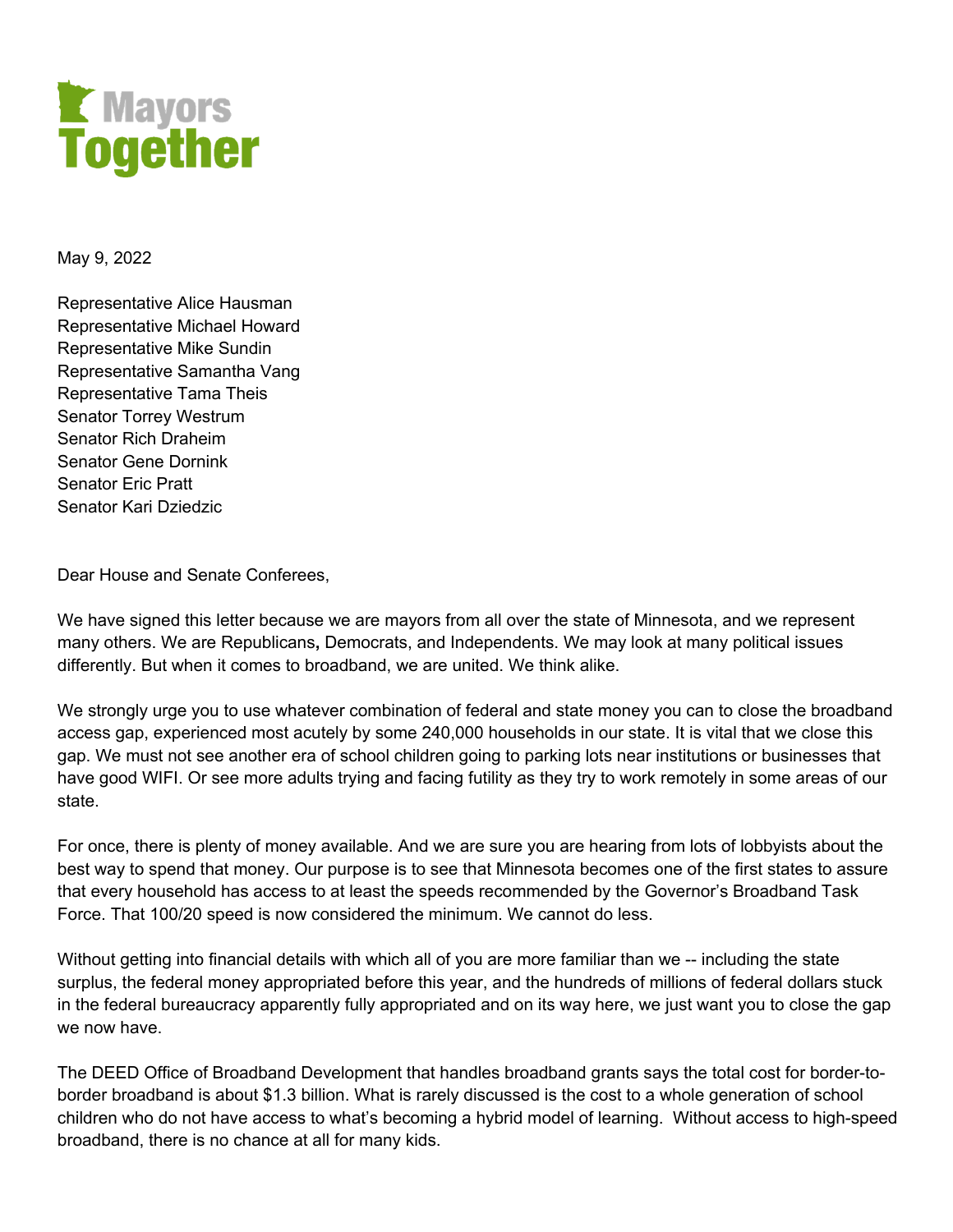**Mayors Together**

May 9, 2022

Representative Alice Hausman
Representative Michael Howard
Representative Mike Sundin
Representative Samantha Vang
Representative Tama Theis
Senator Torrey Westrum
Senator Rich Draheim
Senator Gene Dornink
Senator Eric Pratt
Senator Kari Dziedzic

Dear House and Senate Conferees,

We have signed this letter because we are mayors from all over the state of Minnesota, and we represent many others. We are Republicans**,** Democrats, and Independents. We may look at many political issues differently. But when it comes to broadband, we are united. We think alike.

We strongly urge you to use whatever combination of federal and state money you can to close the broadband access gap, experienced most acutely by some 240,000 households in our state. It is vital that we close this gap. We must not see another era of school children going to parking lots near institutions or businesses that have good WIFI. Or see more adults trying and facing futility as they try to work remotely in some areas of our state.

For once, there is plenty of money available. And we are sure you are hearing from lots of lobbyists about the best way to spend that money. Our purpose is to see that Minnesota becomes one of the first states to assure that every household has access to at least the speeds recommended by the Governor's Broadband Task Force. That 100/20 speed is now considered the minimum. We cannot do less.

Without getting into financial details with which all of you are more familiar than we -- including the state surplus, the federal money appropriated before this year, and the hundreds of millions of federal dollars stuck in the federal bureaucracy apparently fully appropriated and on its way here, we just want you to close the gap we now have.

The DEED Office of Broadband Development that handles broadband grants says the total cost for border-to-border broadband is about $1.3 billion. What is rarely discussed is the cost to a whole generation of school children who do not have access to what's becoming a hybrid model of learning. Without access to high-speed broadband, there is no chance at all for many kids.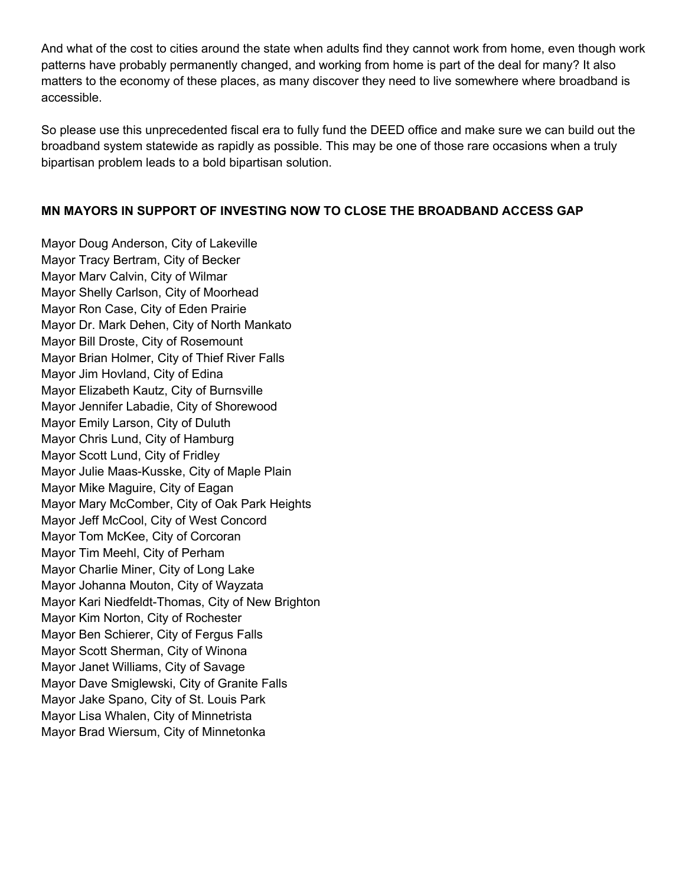And what of the cost to cities around the state when adults find they cannot work from home, even though work patterns have probably permanently changed, and working from home is part of the deal for many? It also matters to the economy of these places, as many discover they need to live somewhere where broadband is accessible.

So please use this unprecedented fiscal era to fully fund the DEED office and make sure we can build out the broadband system statewide as rapidly as possible. This may be one of those rare occasions when a truly bipartisan problem leads to a bold bipartisan solution.

**MN MAYORS IN SUPPORT OF INVESTING NOW TO CLOSE THE BROADBAND ACCESS GAP**

Mayor Doug Anderson, City of Lakeville
Mayor Tracy Bertram, City of Becker
Mayor Marv Calvin, City of Wilmar
Mayor Shelly Carlson, City of Moorhead
Mayor Ron Case, City of Eden Prairie
Mayor Dr. Mark Dehen, City of North Mankato
Mayor Bill Droste, City of Rosemount
Mayor Brian Holmer, City of Thief River Falls
Mayor Jim Hovland, City of Edina
Mayor Elizabeth Kautz, City of Burnsville
Mayor Jennifer Labadie, City of Shorewood
Mayor Emily Larson, City of Duluth
Mayor Chris Lund, City of Hamburg
Mayor Scott Lund, City of Fridley
Mayor Julie Maas-Kusske, City of Maple Plain
Mayor Mike Maguire, City of Eagan
Mayor Mary McComber, City of Oak Park Heights
Mayor Jeff McCool, City of West Concord
Mayor Tom McKee, City of Corcoran
Mayor Tim Meehl, City of Perham
Mayor Charlie Miner, City of Long Lake
Mayor Johanna Mouton, City of Wayzata
Mayor Kari Niedfeldt-Thomas, City of New Brighton
Mayor Kim Norton, City of Rochester
Mayor Ben Schierer, City of Fergus Falls
Mayor Scott Sherman, City of Winona
Mayor Janet Williams, City of Savage
Mayor Dave Smiglewski, City of Granite Falls
Mayor Jake Spano, City of St. Louis Park
Mayor Lisa Whalen, City of Minnetrista
Mayor Brad Wiersum, City of Minnetonka